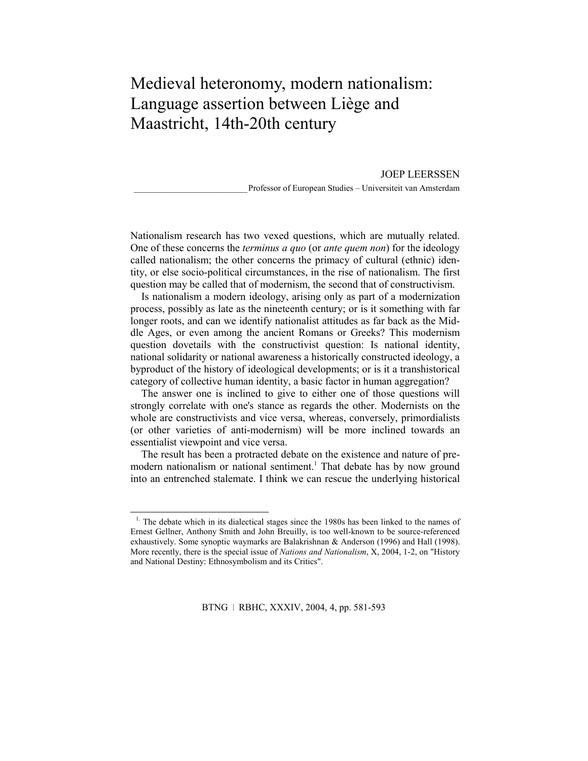# Medieval heteronomy, modern nationalism: Language assertion between Liège and Maastricht, 14th-20th century

JOEP LEERSSEN

Professor of European Studies – Universiteit van Amsterdam

Nationalism research has two vexed questions, which are mutually related. One of these concerns the *terminus a quo* (or *ante quem non*) for the ideology called nationalism; the other concerns the primacy of cultural (ethnic) identity, or else socio-political circumstances, in the rise of nationalism. The first question may be called that of modernism, the second that of constructivism.

Is nationalism a modern ideology, arising only as part of a modernization process, possibly as late as the nineteenth century; or is it something with far longer roots, and can we identify nationalist attitudes as far back as the Middle Ages, or even among the ancient Romans or Greeks? This modernism question dovetails with the constructivist question: Is national identity, national solidarity or national awareness a historically constructed ideology, a byproduct of the history of ideological developments; or is it a transhistorical category of collective human identity, a basic factor in human aggregation?

The answer one is inclined to give to either one of those questions will strongly correlate with one's stance as regards the other. Modernists on the whole are constructivists and vice versa, whereas, conversely, primordialists (or other varieties of anti-modernism) will be more inclined towards an essentialist viewpoint and vice versa.

The result has been a protracted debate on the existence and nature of pre-modern nationalism or national sentiment.[1] That debate has by now ground into an entrenched stalemate. I think we can rescue the underlying historical

[1] The debate which in its dialectical stages since the 1980s has been linked to the names of Ernest Gellner, Anthony Smith and John Breuilly, is too well-known to be source-referenced exhaustively. Some synoptic waymarks are Balakrishnan & Anderson (1996) and Hall (1998). More recently, there is the special issue of *Nations and Nationalism*, X, 2004, 1-2, on "History and National Destiny: Ethnosymbolism and its Critics".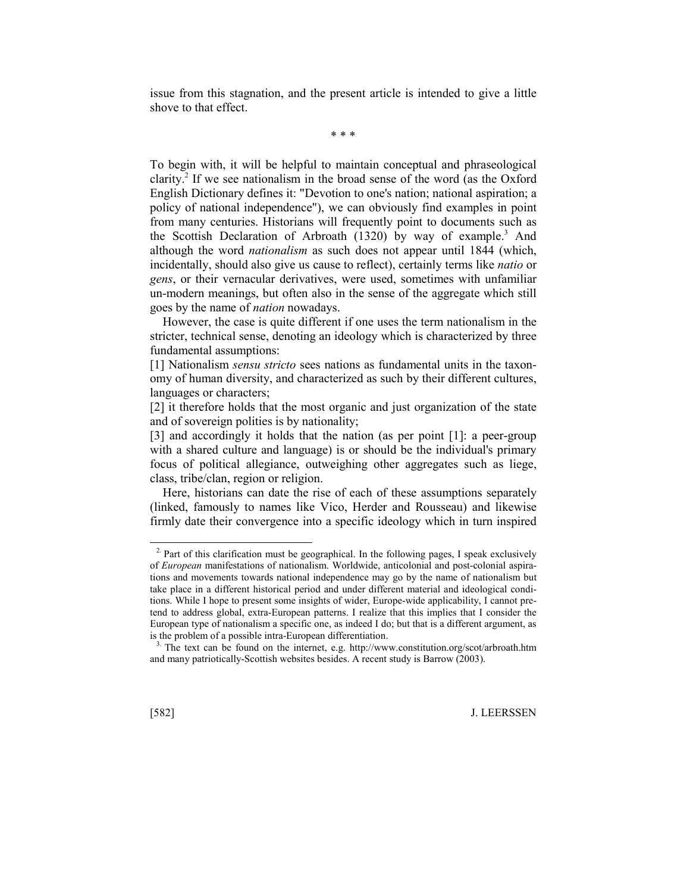issue from this stagnation, and the present article is intended to give a little shove to that effect.

\* \* \*

To begin with, it will be helpful to maintain conceptual and phraseological clarity.[2] If we see nationalism in the broad sense of the word (as the Oxford English Dictionary defines it: "Devotion to one's nation; national aspiration; a policy of national independence"), we can obviously find examples in point from many centuries. Historians will frequently point to documents such as the Scottish Declaration of Arbroath (1320) by way of example.[3] And although the word *nationalism* as such does not appear until 1844 (which, incidentally, should also give us cause to reflect), certainly terms like *natio* or *gens*, or their vernacular derivatives, were used, sometimes with unfamiliar un-modern meanings, but often also in the sense of the aggregate which still goes by the name of *nation* nowadays.

However, the case is quite different if one uses the term nationalism in the stricter, technical sense, denoting an ideology which is characterized by three fundamental assumptions:

[1] Nationalism *sensu stricto* sees nations as fundamental units in the taxonomy of human diversity, and characterized as such by their different cultures, languages or characters;

[2] it therefore holds that the most organic and just organization of the state and of sovereign polities is by nationality;

[3] and accordingly it holds that the nation (as per point [1]: a peer-group with a shared culture and language) is or should be the individual's primary focus of political allegiance, outweighing other aggregates such as liege, class, tribe/clan, region or religion.

Here, historians can date the rise of each of these assumptions separately (linked, famously to names like Vico, Herder and Rousseau) and likewise firmly date their convergence into a specific ideology which in turn inspired

---

[2] Part of this clarification must be geographical. In the following pages, I speak exclusively of *European* manifestations of nationalism. Worldwide, anticolonial and post-colonial aspirations and movements towards national independence may go by the name of nationalism but take place in a different historical period and under different material and ideological conditions. While I hope to present some insights of wider, Europe-wide applicability, I cannot pretend to address global, extra-European patterns. I realize that this implies that I consider the European type of nationalism a specific one, as indeed I do; but that is a different argument, as is the problem of a possible intra-European differentiation.

[3] The text can be found on the internet, e.g. http://www.constitution.org/scot/arbroath.htm and many patriotically-Scottish websites besides. A recent study is Barrow (2003).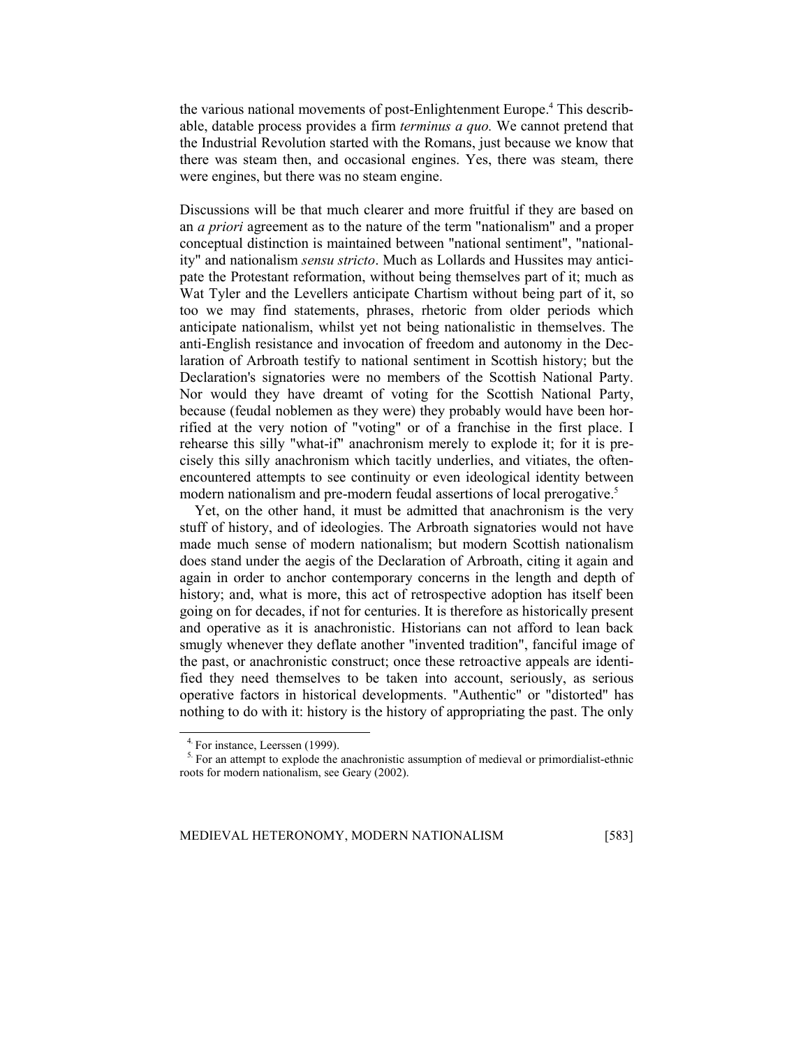the various national movements of post-Enlightenment Europe.[4] This describable, datable process provides a firm *terminus a quo.* We cannot pretend that the Industrial Revolution started with the Romans, just because we know that there was steam then, and occasional engines. Yes, there was steam, there were engines, but there was no steam engine.

Discussions will be that much clearer and more fruitful if they are based on an *a priori* agreement as to the nature of the term "nationalism" and a proper conceptual distinction is maintained between "national sentiment", "nationality" and nationalism *sensu stricto*. Much as Lollards and Hussites may anticipate the Protestant reformation, without being themselves part of it; much as Wat Tyler and the Levellers anticipate Chartism without being part of it, so too we may find statements, phrases, rhetoric from older periods which anticipate nationalism, whilst yet not being nationalistic in themselves. The anti-English resistance and invocation of freedom and autonomy in the Declaration of Arbroath testify to national sentiment in Scottish history; but the Declaration's signatories were no members of the Scottish National Party. Nor would they have dreamt of voting for the Scottish National Party, because (feudal noblemen as they were) they probably would have been horrified at the very notion of "voting" or of a franchise in the first place. I rehearse this silly "what-if" anachronism merely to explode it; for it is precisely this silly anachronism which tacitly underlies, and vitiates, the often-encountered attempts to see continuity or even ideological identity between modern nationalism and pre-modern feudal assertions of local prerogative.[5]

Yet, on the other hand, it must be admitted that anachronism is the very stuff of history, and of ideologies. The Arbroath signatories would not have made much sense of modern nationalism; but modern Scottish nationalism does stand under the aegis of the Declaration of Arbroath, citing it again and again in order to anchor contemporary concerns in the length and depth of history; and, what is more, this act of retrospective adoption has itself been going on for decades, if not for centuries. It is therefore as historically present and operative as it is anachronistic. Historians can not afford to lean back smugly whenever they deflate another "invented tradition", fanciful image of the past, or anachronistic construct; once these retroactive appeals are identified they need themselves to be taken into account, seriously, as serious operative factors in historical developments. "Authentic" or "distorted" has nothing to do with it: history is the history of appropriating the past. The only

[4] For instance, Leerssen (1999).

[5] For an attempt to explode the anachronistic assumption of medieval or primordialist-ethnic roots for modern nationalism, see Geary (2002).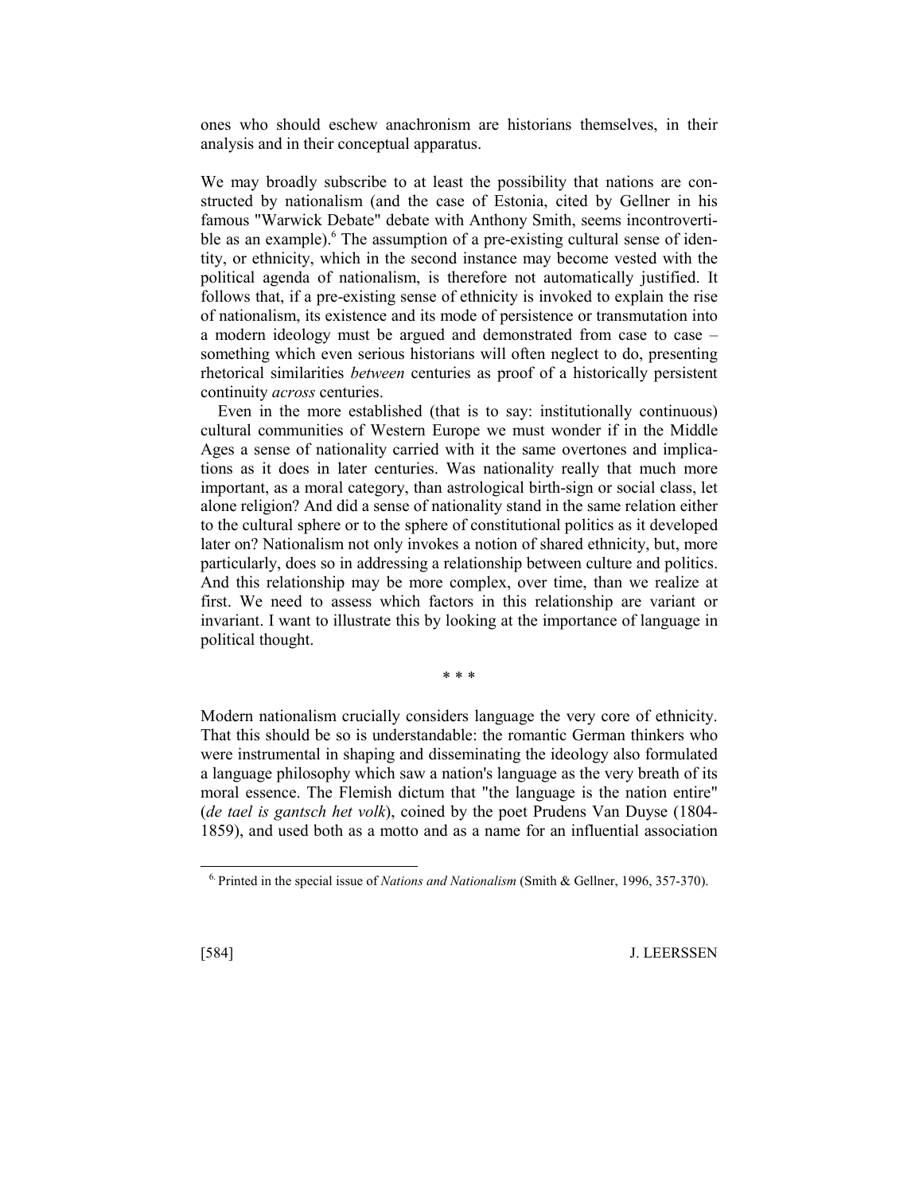ones who should eschew anachronism are historians themselves, in their analysis and in their conceptual apparatus.

We may broadly subscribe to at least the possibility that nations are constructed by nationalism (and the case of Estonia, cited by Gellner in his famous "Warwick Debate" debate with Anthony Smith, seems incontrovertible as an example).[6] The assumption of a pre-existing cultural sense of identity, or ethnicity, which in the second instance may become vested with the political agenda of nationalism, is therefore not automatically justified. It follows that, if a pre-existing sense of ethnicity is invoked to explain the rise of nationalism, its existence and its mode of persistence or transmutation into a modern ideology must be argued and demonstrated from case to case – something which even serious historians will often neglect to do, presenting rhetorical similarities *between* centuries as proof of a historically persistent continuity *across* centuries.

Even in the more established (that is to say: institutionally continuous) cultural communities of Western Europe we must wonder if in the Middle Ages a sense of nationality carried with it the same overtones and implications as it does in later centuries. Was nationality really that much more important, as a moral category, than astrological birth-sign or social class, let alone religion? And did a sense of nationality stand in the same relation either to the cultural sphere or to the sphere of constitutional politics as it developed later on? Nationalism not only invokes a notion of shared ethnicity, but, more particularly, does so in addressing a relationship between culture and politics. And this relationship may be more complex, over time, than we realize at first. We need to assess which factors in this relationship are variant or invariant. I want to illustrate this by looking at the importance of language in political thought.

\* \* \*

Modern nationalism crucially considers language the very core of ethnicity. That this should be so is understandable: the romantic German thinkers who were instrumental in shaping and disseminating the ideology also formulated a language philosophy which saw a nation's language as the very breath of its moral essence. The Flemish dictum that "the language is the nation entire" (*de tael is gantsch het volk*), coined by the poet Prudens Van Duyse (1804-1859), and used both as a motto and as a name for an influential association

[6] Printed in the special issue of *Nations and Nationalism* (Smith & Gellner, 1996, 357-370).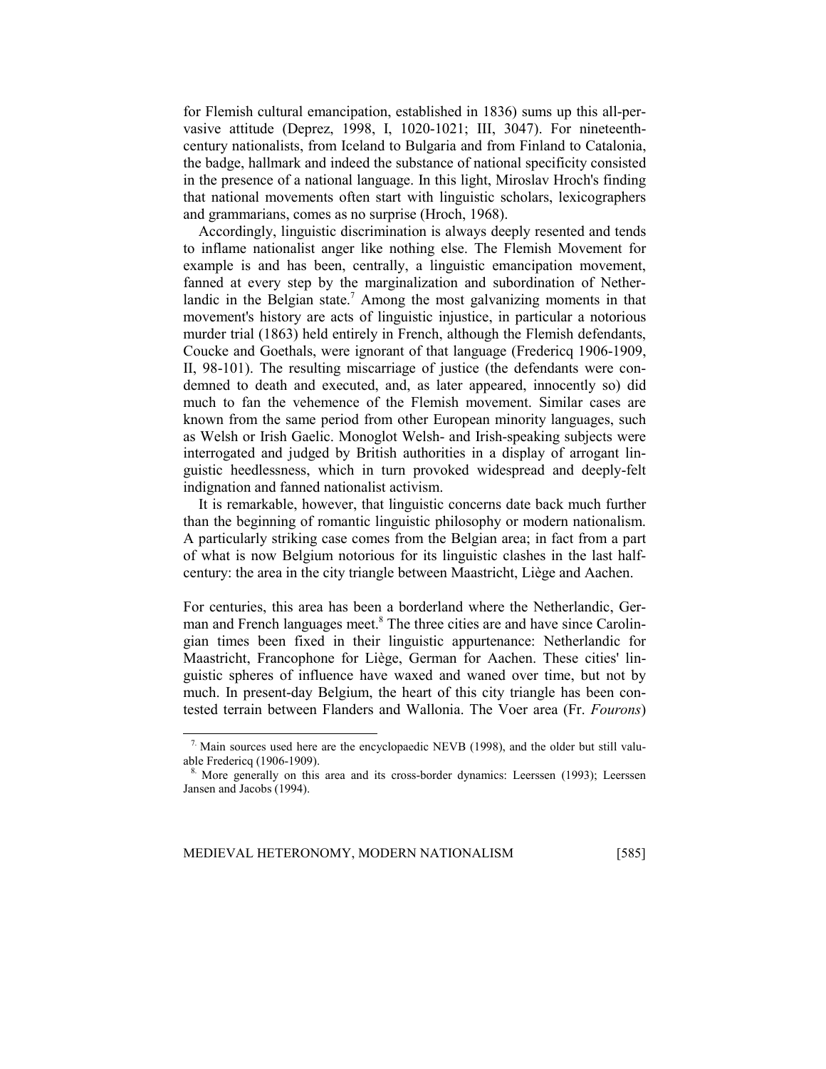for Flemish cultural emancipation, established in 1836) sums up this all-pervasive attitude (Deprez, 1998, I, 1020-1021; III, 3047). For nineteenth-century nationalists, from Iceland to Bulgaria and from Finland to Catalonia, the badge, hallmark and indeed the substance of national specificity consisted in the presence of a national language. In this light, Miroslav Hroch's finding that national movements often start with linguistic scholars, lexicographers and grammarians, comes as no surprise (Hroch, 1968).

Accordingly, linguistic discrimination is always deeply resented and tends to inflame nationalist anger like nothing else. The Flemish Movement for example is and has been, centrally, a linguistic emancipation movement, fanned at every step by the marginalization and subordination of Netherlandic in the Belgian state.[7] Among the most galvanizing moments in that movement's history are acts of linguistic injustice, in particular a notorious murder trial (1863) held entirely in French, although the Flemish defendants, Coucke and Goethals, were ignorant of that language (Fredericq 1906-1909, II, 98-101). The resulting miscarriage of justice (the defendants were condemned to death and executed, and, as later appeared, innocently so) did much to fan the vehemence of the Flemish movement. Similar cases are known from the same period from other European minority languages, such as Welsh or Irish Gaelic. Monoglot Welsh- and Irish-speaking subjects were interrogated and judged by British authorities in a display of arrogant linguistic heedlessness, which in turn provoked widespread and deeply-felt indignation and fanned nationalist activism.

It is remarkable, however, that linguistic concerns date back much further than the beginning of romantic linguistic philosophy or modern nationalism. A particularly striking case comes from the Belgian area; in fact from a part of what is now Belgium notorious for its linguistic clashes in the last half-century: the area in the city triangle between Maastricht, Liège and Aachen.

For centuries, this area has been a borderland where the Netherlandic, German and French languages meet.[8] The three cities are and have since Carolingian times been fixed in their linguistic appurtenance: Netherlandic for Maastricht, Francophone for Liège, German for Aachen. These cities' linguistic spheres of influence have waxed and waned over time, but not by much. In present-day Belgium, the heart of this city triangle has been contested terrain between Flanders and Wallonia. The Voer area (Fr. *Fourons*)

---

[7] Main sources used here are the encyclopaedic NEVB (1998), and the older but still valuable Fredericq (1906-1909).

[8] More generally on this area and its cross-border dynamics: Leerssen (1993); Leerssen Jansen and Jacobs (1994).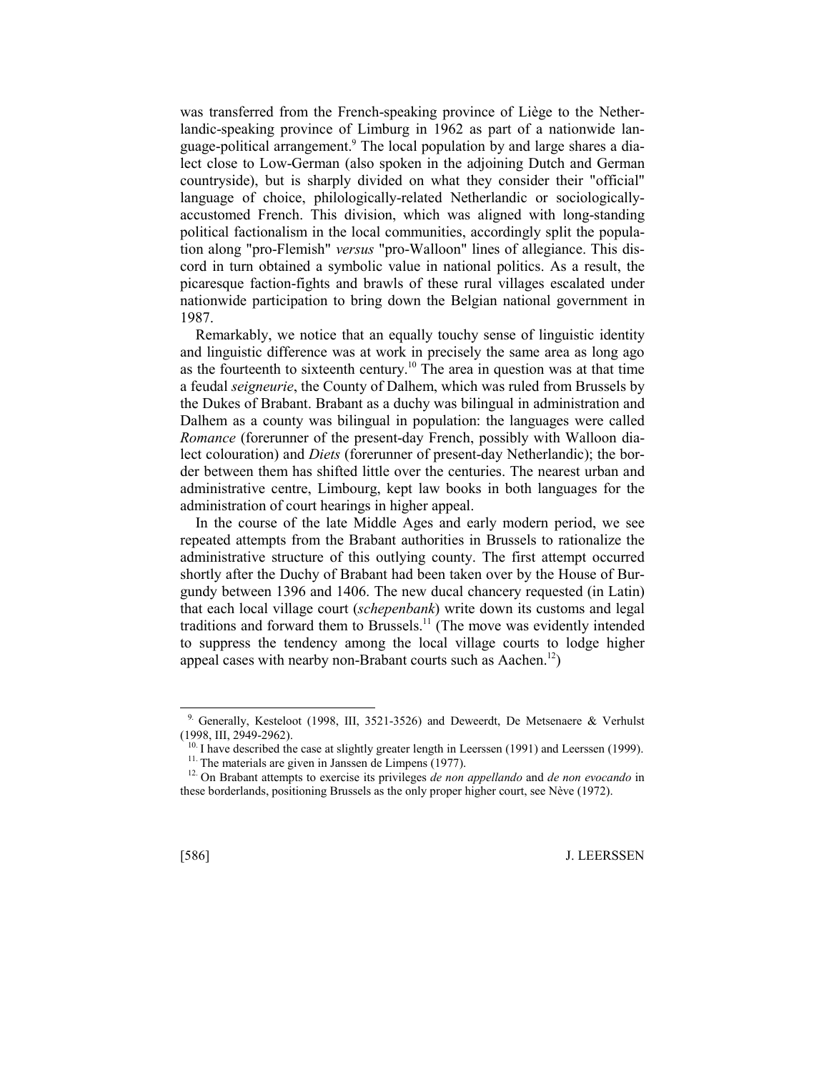was transferred from the French-speaking province of Liège to the Netherlandic-speaking province of Limburg in 1962 as part of a nationwide language-political arrangement.[9] The local population by and large shares a dialect close to Low-German (also spoken in the adjoining Dutch and German countryside), but is sharply divided on what they consider their "official" language of choice, philologically-related Netherlandic or sociologically-accustomed French. This division, which was aligned with long-standing political factionalism in the local communities, accordingly split the population along "pro-Flemish" *versus* "pro-Walloon" lines of allegiance. This discord in turn obtained a symbolic value in national politics. As a result, the picaresque faction-fights and brawls of these rural villages escalated under nationwide participation to bring down the Belgian national government in 1987.

Remarkably, we notice that an equally touchy sense of linguistic identity and linguistic difference was at work in precisely the same area as long ago as the fourteenth to sixteenth century.[10] The area in question was at that time a feudal *seigneurie*, the County of Dalhem, which was ruled from Brussels by the Dukes of Brabant. Brabant as a duchy was bilingual in administration and Dalhem as a county was bilingual in population: the languages were called *Romance* (forerunner of the present-day French, possibly with Walloon dialect colouration) and *Diets* (forerunner of present-day Netherlandic); the border between them has shifted little over the centuries. The nearest urban and administrative centre, Limbourg, kept law books in both languages for the administration of court hearings in higher appeal.

In the course of the late Middle Ages and early modern period, we see repeated attempts from the Brabant authorities in Brussels to rationalize the administrative structure of this outlying county. The first attempt occurred shortly after the Duchy of Brabant had been taken over by the House of Burgundy between 1396 and 1406. The new ducal chancery requested (in Latin) that each local village court (*schepenbank*) write down its customs and legal traditions and forward them to Brussels.[11] (The move was evidently intended to suppress the tendency among the local village courts to lodge higher appeal cases with nearby non-Brabant courts such as Aachen.[12])

---

[9] Generally, Kesteloot (1998, III, 3521-3526) and Deweerdt, De Metsenaere & Verhulst (1998, III, 2949-2962).

[10] I have described the case at slightly greater length in Leerssen (1991) and Leerssen (1999).

[11] The materials are given in Janssen de Limpens (1977).

[12] On Brabant attempts to exercise its privileges *de non appellando* and *de non evocando* in these borderlands, positioning Brussels as the only proper higher court, see Nève (1972).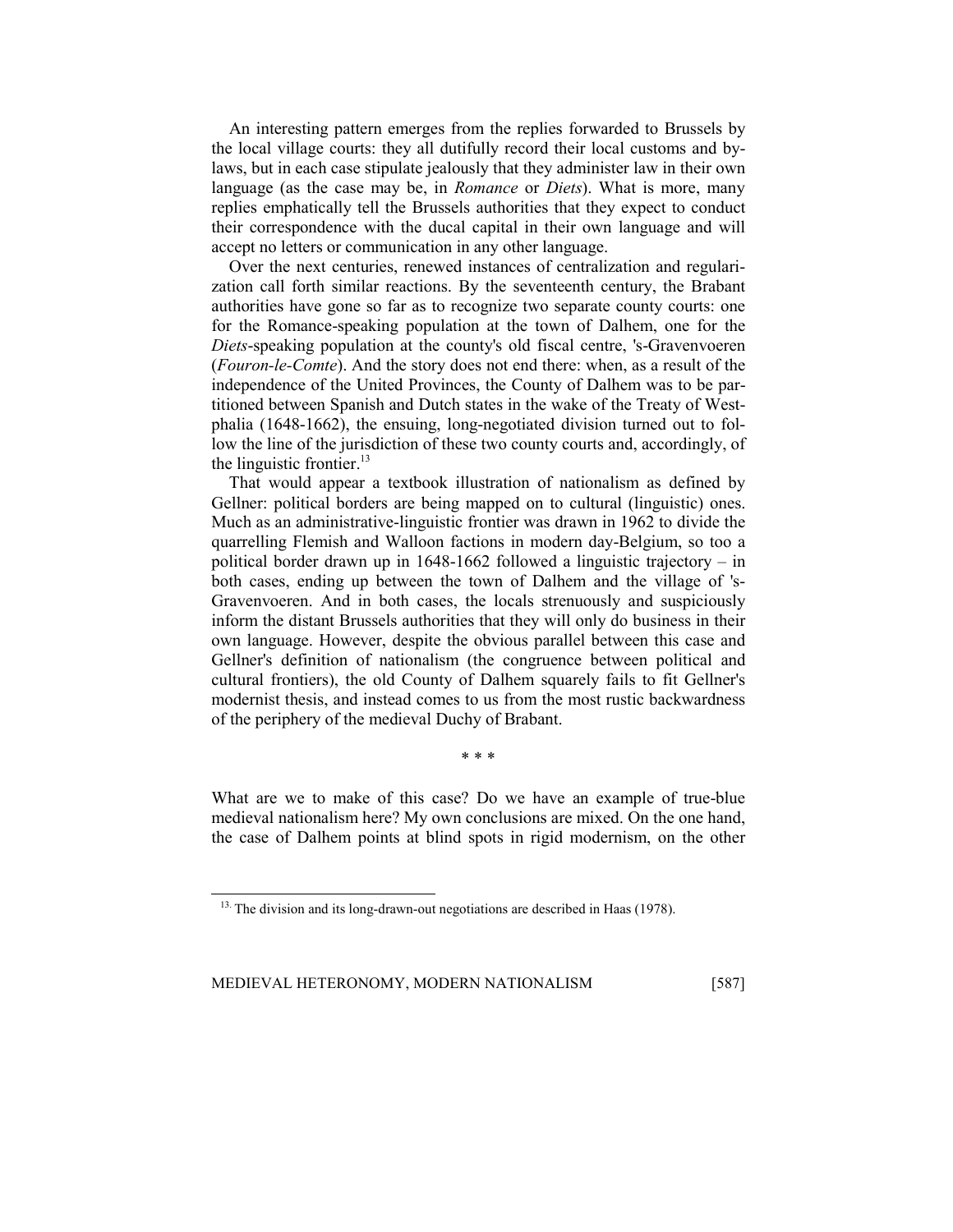An interesting pattern emerges from the replies forwarded to Brussels by the local village courts: they all dutifully record their local customs and by-laws, but in each case stipulate jealously that they administer law in their own language (as the case may be, in *Romance* or *Diets*). What is more, many replies emphatically tell the Brussels authorities that they expect to conduct their correspondence with the ducal capital in their own language and will accept no letters or communication in any other language.

Over the next centuries, renewed instances of centralization and regularization call forth similar reactions. By the seventeenth century, the Brabant authorities have gone so far as to recognize two separate county courts: one for the Romance-speaking population at the town of Dalhem, one for the *Diets*-speaking population at the county's old fiscal centre, 's-Gravenvoeren (*Fouron-le-Comte*). And the story does not end there: when, as a result of the independence of the United Provinces, the County of Dalhem was to be partitioned between Spanish and Dutch states in the wake of the Treaty of Westphalia (1648-1662), the ensuing, long-negotiated division turned out to follow the line of the jurisdiction of these two county courts and, accordingly, of the linguistic frontier.[13]

That would appear a textbook illustration of nationalism as defined by Gellner: political borders are being mapped on to cultural (linguistic) ones. Much as an administrative-linguistic frontier was drawn in 1962 to divide the quarrelling Flemish and Walloon factions in modern day-Belgium, so too a political border drawn up in 1648-1662 followed a linguistic trajectory – in both cases, ending up between the town of Dalhem and the village of 's-Gravenvoeren. And in both cases, the locals strenuously and suspiciously inform the distant Brussels authorities that they will only do business in their own language. However, despite the obvious parallel between this case and Gellner's definition of nationalism (the congruence between political and cultural frontiers), the old County of Dalhem squarely fails to fit Gellner's modernist thesis, and instead comes to us from the most rustic backwardness of the periphery of the medieval Duchy of Brabant.

\* \* \*

What are we to make of this case? Do we have an example of true-blue medieval nationalism here? My own conclusions are mixed. On the one hand, the case of Dalhem points at blind spots in rigid modernism, on the other

[13] The division and its long-drawn-out negotiations are described in Haas (1978).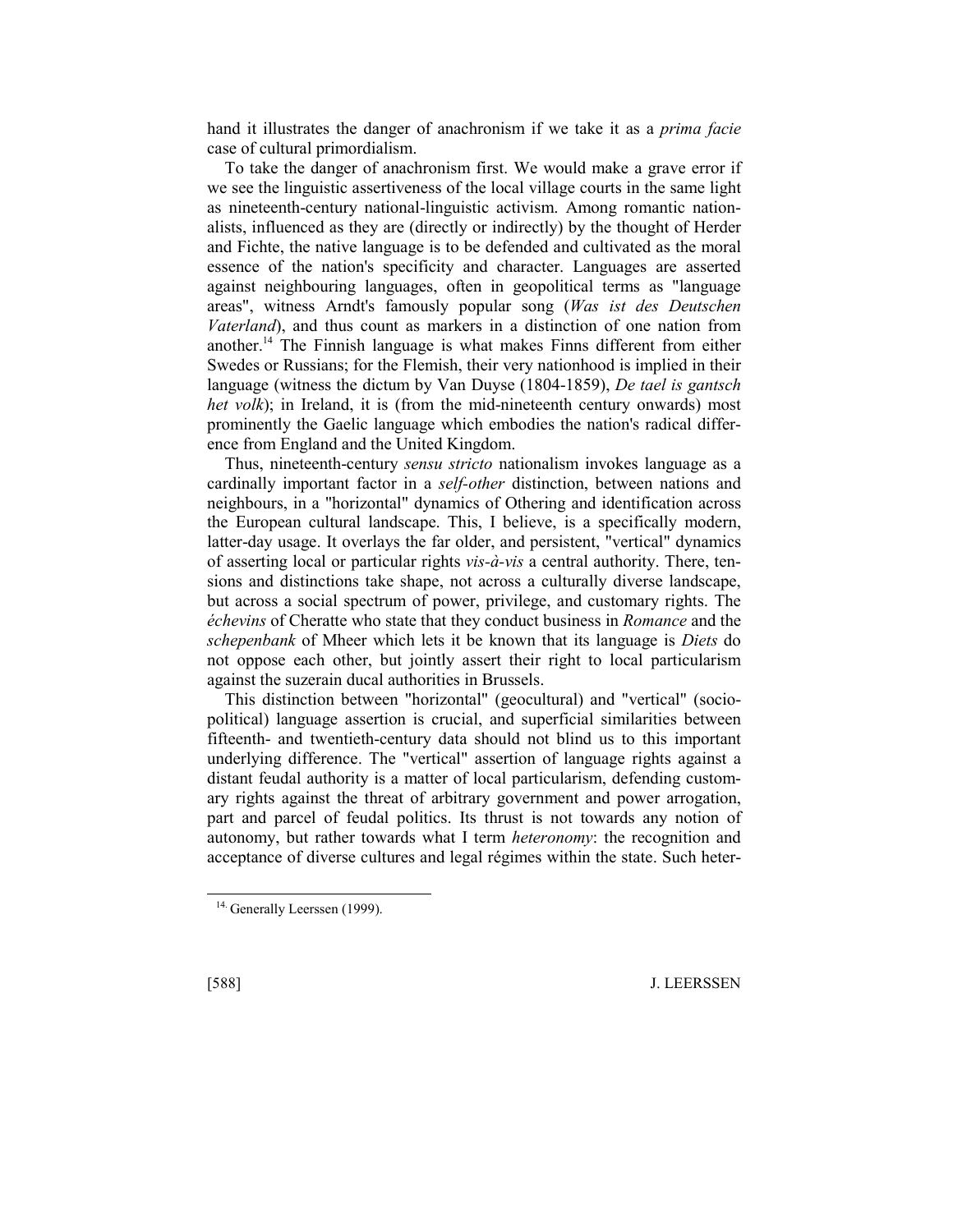hand it illustrates the danger of anachronism if we take it as a *prima facie* case of cultural primordialism.

To take the danger of anachronism first. We would make a grave error if we see the linguistic assertiveness of the local village courts in the same light as nineteenth-century national-linguistic activism. Among romantic nationalists, influenced as they are (directly or indirectly) by the thought of Herder and Fichte, the native language is to be defended and cultivated as the moral essence of the nation's specificity and character. Languages are asserted against neighbouring languages, often in geopolitical terms as "language areas", witness Arndt's famously popular song (*Was ist des Deutschen Vaterland*), and thus count as markers in a distinction of one nation from another.[14] The Finnish language is what makes Finns different from either Swedes or Russians; for the Flemish, their very nationhood is implied in their language (witness the dictum by Van Duyse (1804-1859), *De tael is gantsch het volk*); in Ireland, it is (from the mid-nineteenth century onwards) most prominently the Gaelic language which embodies the nation's radical difference from England and the United Kingdom.

Thus, nineteenth-century *sensu stricto* nationalism invokes language as a cardinally important factor in a *self-other* distinction, between nations and neighbours, in a "horizontal" dynamics of Othering and identification across the European cultural landscape. This, I believe, is a specifically modern, latter-day usage. It overlays the far older, and persistent, "vertical" dynamics of asserting local or particular rights *vis-à-vis* a central authority. There, tensions and distinctions take shape, not across a culturally diverse landscape, but across a social spectrum of power, privilege, and customary rights. The *échevins* of Cheratte who state that they conduct business in *Romance* and the *schepenbank* of Mheer which lets it be known that its language is *Diets* do not oppose each other, but jointly assert their right to local particularism against the suzerain ducal authorities in Brussels.

This distinction between "horizontal" (geocultural) and "vertical" (sociopolitical) language assertion is crucial, and superficial similarities between fifteenth- and twentieth-century data should not blind us to this important underlying difference. The "vertical" assertion of language rights against a distant feudal authority is a matter of local particularism, defending customary rights against the threat of arbitrary government and power arrogation, part and parcel of feudal politics. Its thrust is not towards any notion of autonomy, but rather towards what I term *heteronomy*: the recognition and acceptance of diverse cultures and legal régimes within the state. Such heter-

[14] Generally Leerssen (1999).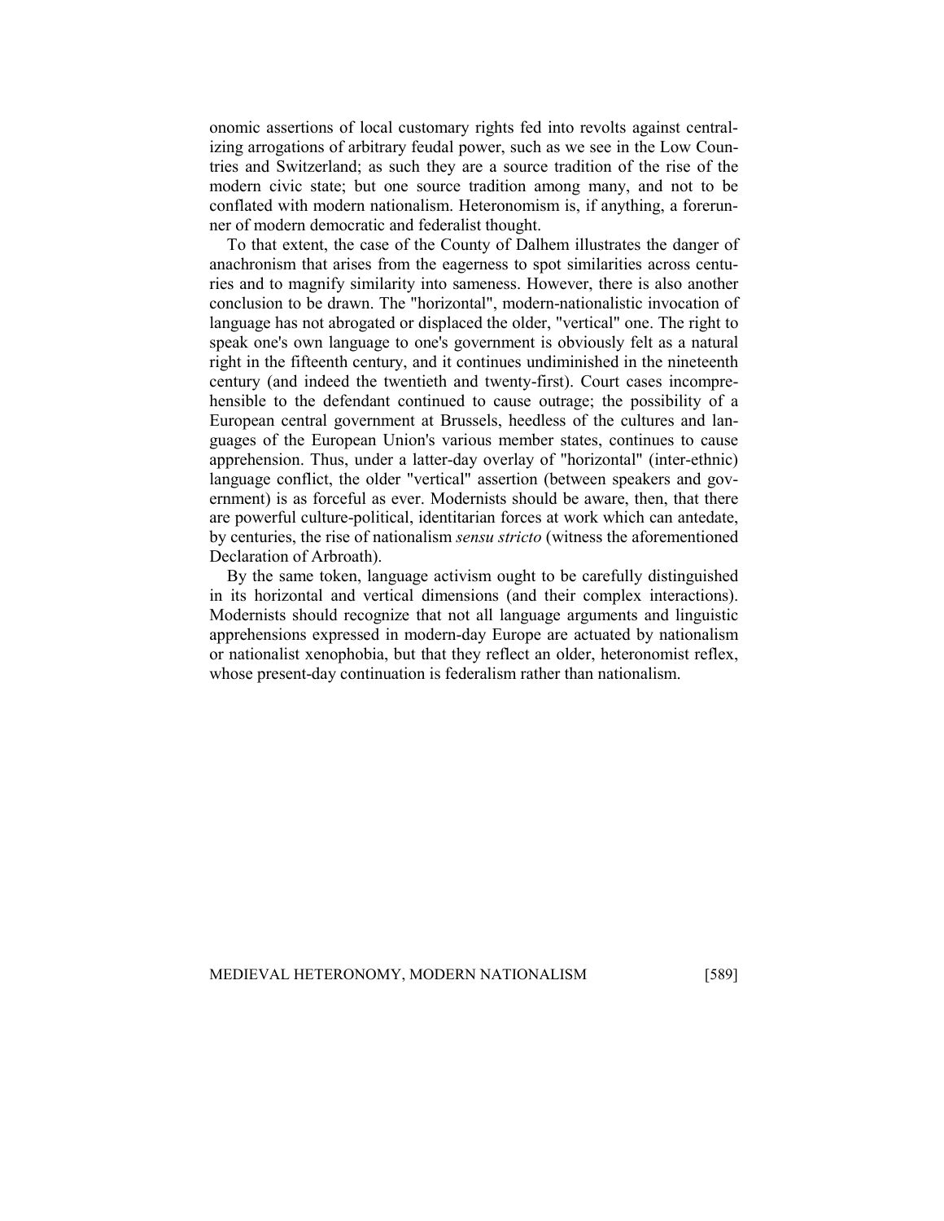onomic assertions of local customary rights fed into revolts against centralizing arrogations of arbitrary feudal power, such as we see in the Low Countries and Switzerland; as such they are a source tradition of the rise of the modern civic state; but one source tradition among many, and not to be conflated with modern nationalism. Heteronomism is, if anything, a forerunner of modern democratic and federalist thought.

To that extent, the case of the County of Dalhem illustrates the danger of anachronism that arises from the eagerness to spot similarities across centuries and to magnify similarity into sameness. However, there is also another conclusion to be drawn. The "horizontal", modern-nationalistic invocation of language has not abrogated or displaced the older, "vertical" one. The right to speak one's own language to one's government is obviously felt as a natural right in the fifteenth century, and it continues undiminished in the nineteenth century (and indeed the twentieth and twenty-first). Court cases incomprehensible to the defendant continued to cause outrage; the possibility of a European central government at Brussels, heedless of the cultures and languages of the European Union's various member states, continues to cause apprehension. Thus, under a latter-day overlay of "horizontal" (inter-ethnic) language conflict, the older "vertical" assertion (between speakers and government) is as forceful as ever. Modernists should be aware, then, that there are powerful culture-political, identitarian forces at work which can antedate, by centuries, the rise of nationalism *sensu stricto* (witness the aforementioned Declaration of Arbroath).

By the same token, language activism ought to be carefully distinguished in its horizontal and vertical dimensions (and their complex interactions). Modernists should recognize that not all language arguments and linguistic apprehensions expressed in modern-day Europe are actuated by nationalism or nationalist xenophobia, but that they reflect an older, heteronomist reflex, whose present-day continuation is federalism rather than nationalism.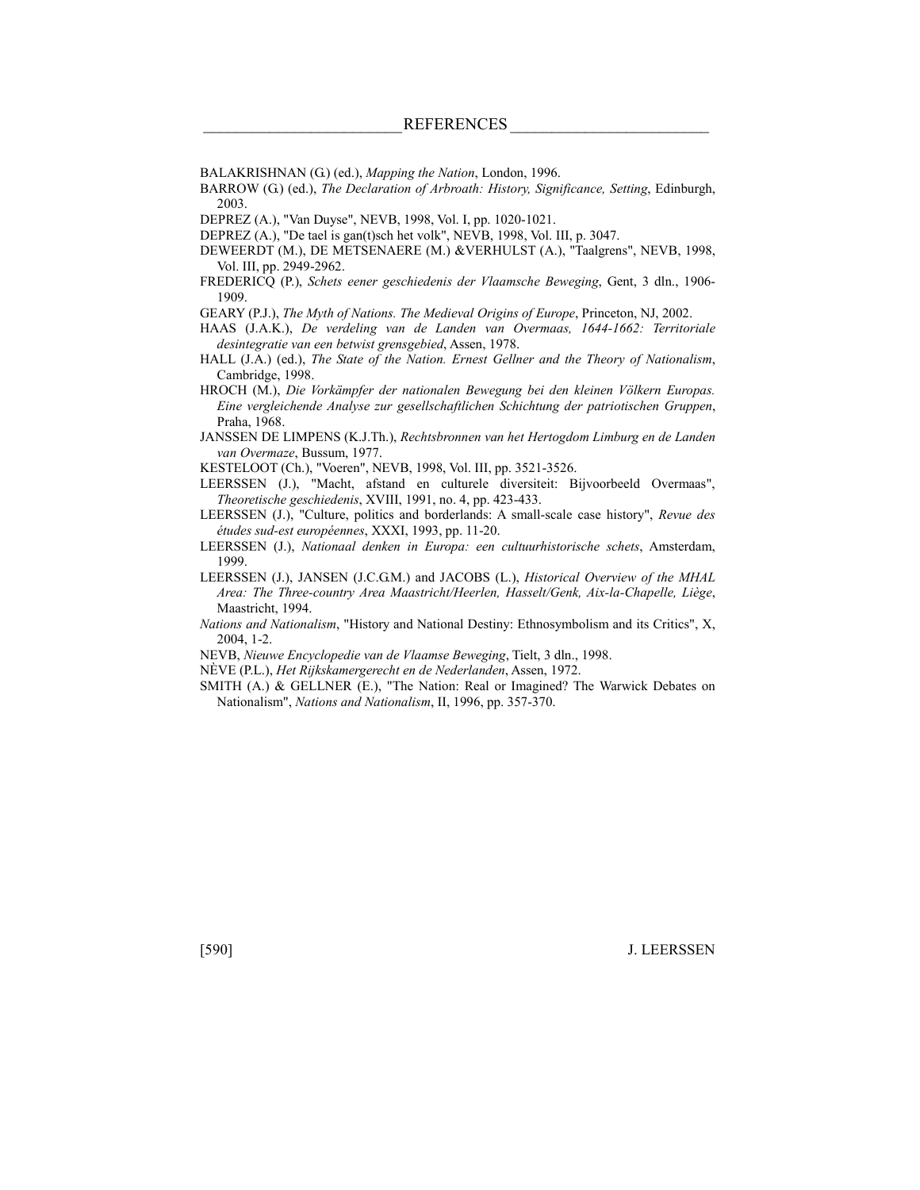## REFERENCES

BALAKRISHNAN (G.) (ed.), *Mapping the Nation*, London, 1996.

BARROW (G.) (ed.), *The Declaration of Arbroath: History, Significance, Setting*, Edinburgh, 2003.

DEPREZ (A.), "Van Duyse", NEVB, 1998, Vol. I, pp. 1020-1021.

DEPREZ (A.), "De tael is gan(t)sch het volk", NEVB, 1998, Vol. III, p. 3047.

DEWEERDT (M.), DE METSENAERE (M.) &VERHULST (A.), "Taalgrens", NEVB, 1998, Vol. III, pp. 2949-2962.

FREDERICQ (P.), *Schets eener geschiedenis der Vlaamsche Beweging*, Gent, 3 dln., 1906-1909.

GEARY (P.J.), *The Myth of Nations. The Medieval Origins of Europe*, Princeton, NJ, 2002.

HAAS (J.A.K.), *De verdeling van de Landen van Overmaas, 1644-1662: Territoriale desintegratie van een betwist grensgebied*, Assen, 1978.

HALL (J.A.) (ed.), *The State of the Nation. Ernest Gellner and the Theory of Nationalism*, Cambridge, 1998.

HROCH (M.), *Die Vorkämpfer der nationalen Bewegung bei den kleinen Völkern Europas. Eine vergleichende Analyse zur gesellschaftlichen Schichtung der patriotischen Gruppen*, Praha, 1968.

JANSSEN DE LIMPENS (K.J.Th.), *Rechtsbronnen van het Hertogdom Limburg en de Landen van Overmaze*, Bussum, 1977.

KESTELOOT (Ch.), "Voeren", NEVB, 1998, Vol. III, pp. 3521-3526.

LEERSSEN (J.), "Macht, afstand en culturele diversiteit: Bijvoorbeeld Overmaas", *Theoretische geschiedenis*, XVIII, 1991, no. 4, pp. 423-433.

LEERSSEN (J.), "Culture, politics and borderlands: A small-scale case history", *Revue des études sud-est européennes*, XXXI, 1993, pp. 11-20.

LEERSSEN (J.), *Nationaal denken in Europa: een cultuurhistorische schets*, Amsterdam, 1999.

LEERSSEN (J.), JANSEN (J.C.G.M.) and JACOBS (L.), *Historical Overview of the MHAL Area: The Three-country Area Maastricht/Heerlen, Hasselt/Genk, Aix-la-Chapelle, Liège*, Maastricht, 1994.

*Nations and Nationalism*, "History and National Destiny: Ethnosymbolism and its Critics", X, 2004, 1-2.

NEVB, *Nieuwe Encyclopedie van de Vlaamse Beweging*, Tielt, 3 dln., 1998.

NÈVE (P.L.), *Het Rijkskamergerecht en de Nederlanden*, Assen, 1972.

SMITH (A.) & GELLNER (E.), "The Nation: Real or Imagined? The Warwick Debates on Nationalism", *Nations and Nationalism*, II, 1996, pp. 357-370.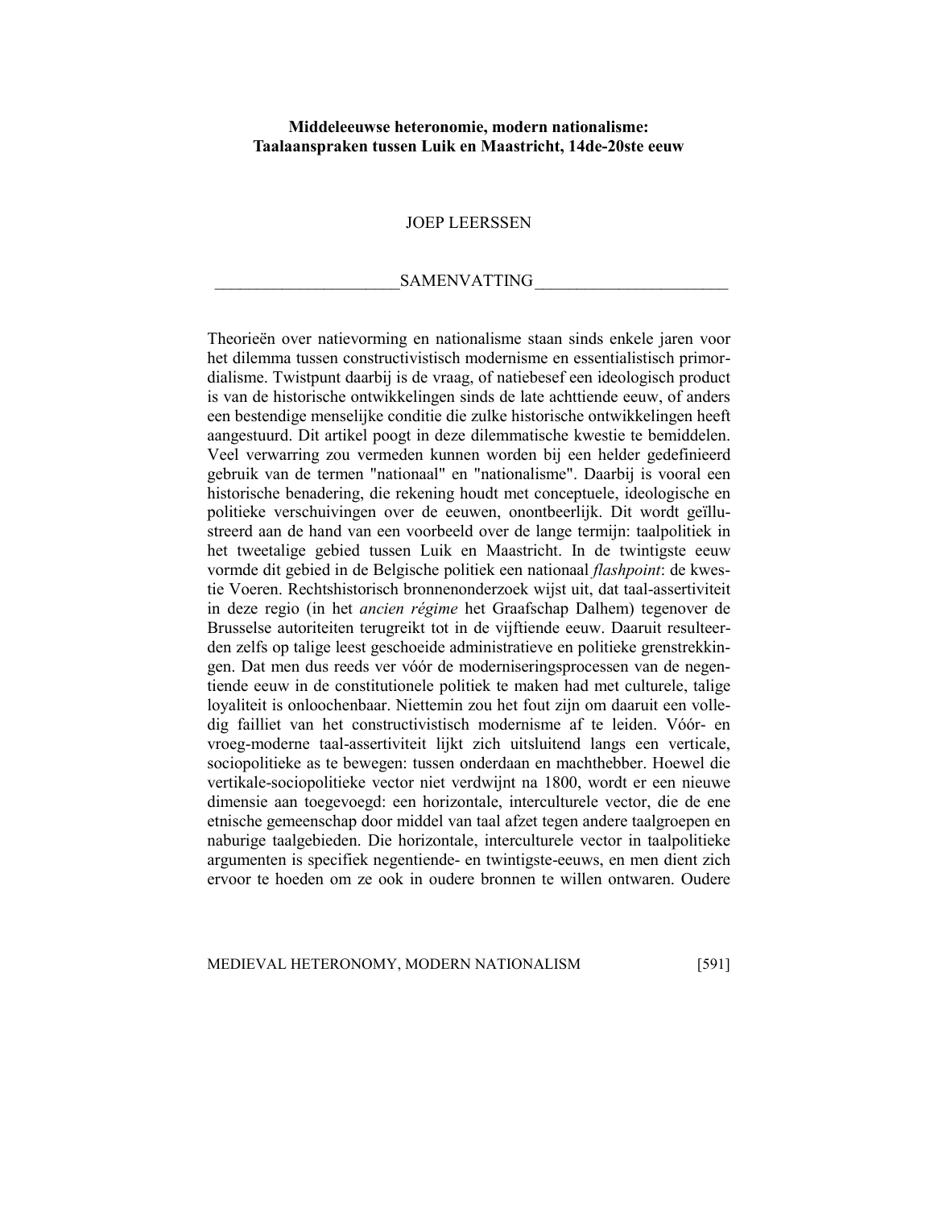**Middeleeuwse heteronomie, modern nationalisme:**
**Taalaanspraken tussen Luik en Maastricht, 14de-20ste eeuw**

JOEP LEERSSEN

## SAMENVATTING

Theorieën over natievorming en nationalisme staan sinds enkele jaren voor het dilemma tussen constructivistisch modernisme en essentialistisch primordialisme. Twistpunt daarbij is de vraag, of natiebesef een ideologisch product is van de historische ontwikkelingen sinds de late achttiende eeuw, of anders een bestendige menselijke conditie die zulke historische ontwikkelingen heeft aangestuurd. Dit artikel poogt in deze dilemmatische kwestie te bemiddelen. Veel verwarring zou vermeden kunnen worden bij een helder gedefinieerd gebruik van de termen "nationaal" en "nationalisme". Daarbij is vooral een historische benadering, die rekening houdt met conceptuele, ideologische en politieke verschuivingen over de eeuwen, onontbeerlijk. Dit wordt geïllustreerd aan de hand van een voorbeeld over de lange termijn: taalpolitiek in het tweetalige gebied tussen Luik en Maastricht. In de twintigste eeuw vormde dit gebied in de Belgische politiek een nationaal *flashpoint*: de kwestie Voeren. Rechtshistorisch bronnenonderzoek wijst uit, dat taal-assertiviteit in deze regio (in het *ancien régime* het Graafschap Dalhem) tegenover de Brusselse autoriteiten terugreikt tot in de vijftiende eeuw. Daaruit resulteerden zelfs op talige leest geschoeide administratieve en politieke grenstrekkingen. Dat men dus reeds ver vóór de moderniseringsprocessen van de negentiende eeuw in de constitutionele politiek te maken had met culturele, talige loyaliteit is onloochenbaar. Niettemin zou het fout zijn om daaruit een volledig failliet van het constructivistisch modernisme af te leiden. Vóór- en vroeg-moderne taal-assertiviteit lijkt zich uitsluitend langs een verticale, sociopolitieke as te bewegen: tussen onderdaan en machthebber. Hoewel die vertikale-sociopolitieke vector niet verdwijnt na 1800, wordt er een nieuwe dimensie aan toegevoegd: een horizontale, interculturele vector, die de ene etnische gemeenschap door middel van taal afzet tegen andere taalgroepen en naburige taalgebieden. Die horizontale, interculturele vector in taalpolitieke argumenten is specifiek negentiende- en twintigste-eeuws, en men dient zich ervoor te hoeden om ze ook in oudere bronnen te willen ontwaren. Oudere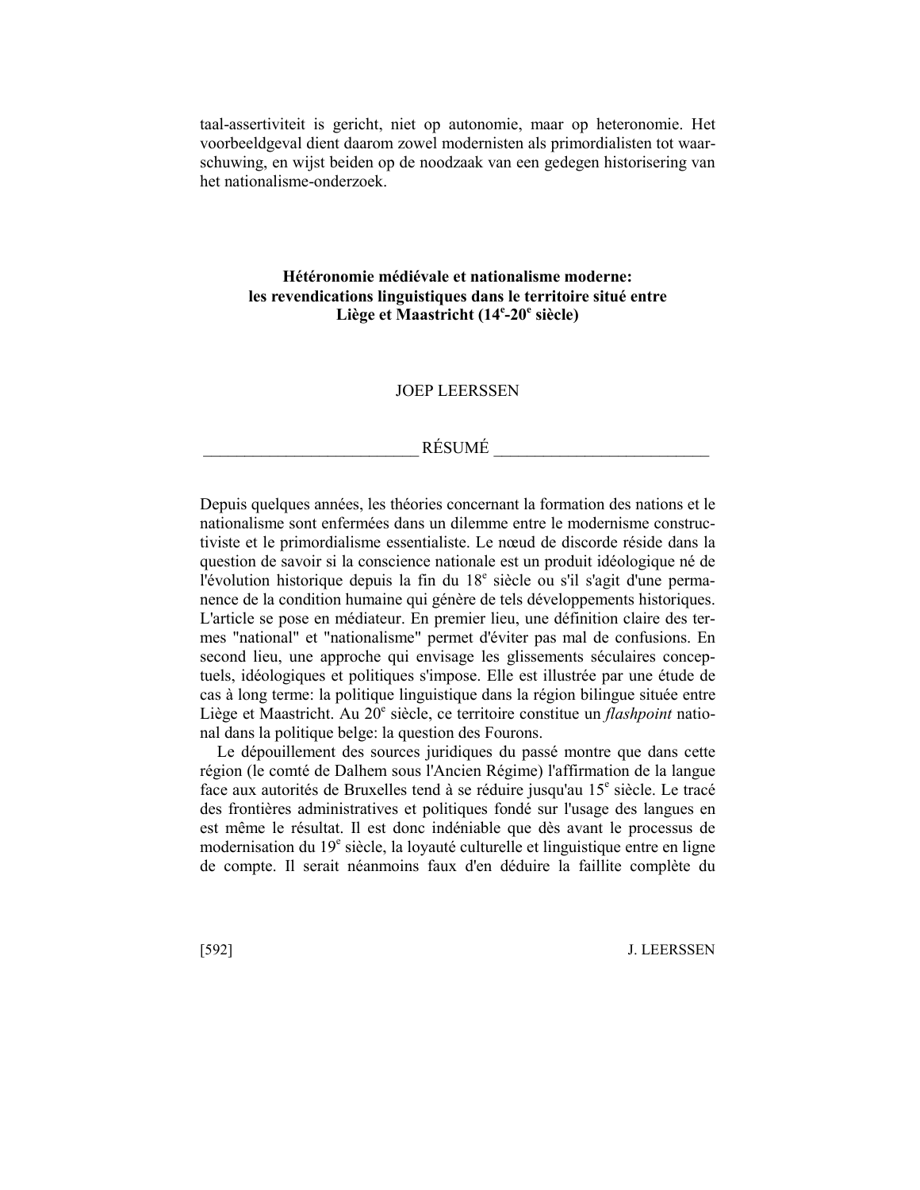taal-assertiviteit is gericht, niet op autonomie, maar op heteronomie. Het voorbeeldgeval dient daarom zowel modernisten als primordialisten tot waarschuwing, en wijst beiden op de noodzaak van een gedegen historisering van het nationalisme-onderzoek.

## Hétéronomie médiévale et nationalisme moderne: les revendications linguistiques dans le territoire situé entre Liège et Maastricht (14e-20e siècle)

JOEP LEERSSEN

### RÉSUMÉ

Depuis quelques années, les théories concernant la formation des nations et le nationalisme sont enfermées dans un dilemme entre le modernisme constructiviste et le primordialisme essentialiste. Le nœud de discorde réside dans la question de savoir si la conscience nationale est un produit idéologique né de l'évolution historique depuis la fin du 18e siècle ou s'il s'agit d'une permanence de la condition humaine qui génère de tels développements historiques. L'article se pose en médiateur. En premier lieu, une définition claire des termes "national" et "nationalisme" permet d'éviter pas mal de confusions. En second lieu, une approche qui envisage les glissements séculaires conceptuels, idéologiques et politiques s'impose. Elle est illustrée par une étude de cas à long terme: la politique linguistique dans la région bilingue située entre Liège et Maastricht. Au 20e siècle, ce territoire constitue un *flashpoint* national dans la politique belge: la question des Fourons.

Le dépouillement des sources juridiques du passé montre que dans cette région (le comté de Dalhem sous l'Ancien Régime) l'affirmation de la langue face aux autorités de Bruxelles tend à se réduire jusqu'au 15e siècle. Le tracé des frontières administratives et politiques fondé sur l'usage des langues en est même le résultat. Il est donc indéniable que dès avant le processus de modernisation du 19e siècle, la loyauté culturelle et linguistique entre en ligne de compte. Il serait néanmoins faux d'en déduire la faillite complète du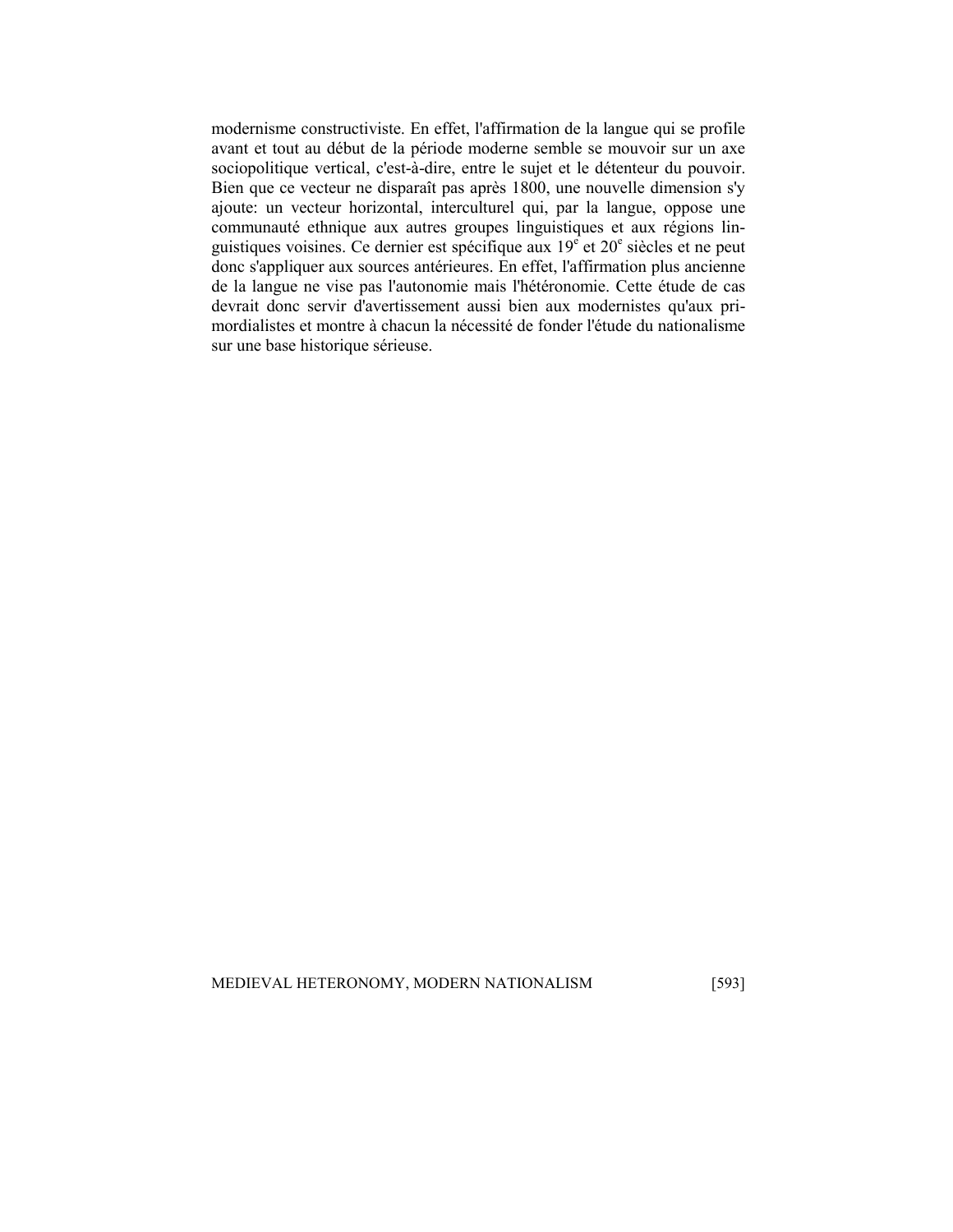modernisme constructiviste. En effet, l'affirmation de la langue qui se profile avant et tout au début de la période moderne semble se mouvoir sur un axe sociopolitique vertical, c'est-à-dire, entre le sujet et le détenteur du pouvoir. Bien que ce vecteur ne disparaît pas après 1800, une nouvelle dimension s'y ajoute: un vecteur horizontal, interculturel qui, par la langue, oppose une communauté ethnique aux autres groupes linguistiques et aux régions linguistiques voisines. Ce dernier est spécifique aux 19e et 20e siècles et ne peut donc s'appliquer aux sources antérieures. En effet, l'affirmation plus ancienne de la langue ne vise pas l'autonomie mais l'hétéronomie. Cette étude de cas devrait donc servir d'avertissement aussi bien aux modernistes qu'aux primordialistes et montre à chacun la nécessité de fonder l'étude du nationalisme sur une base historique sérieuse.